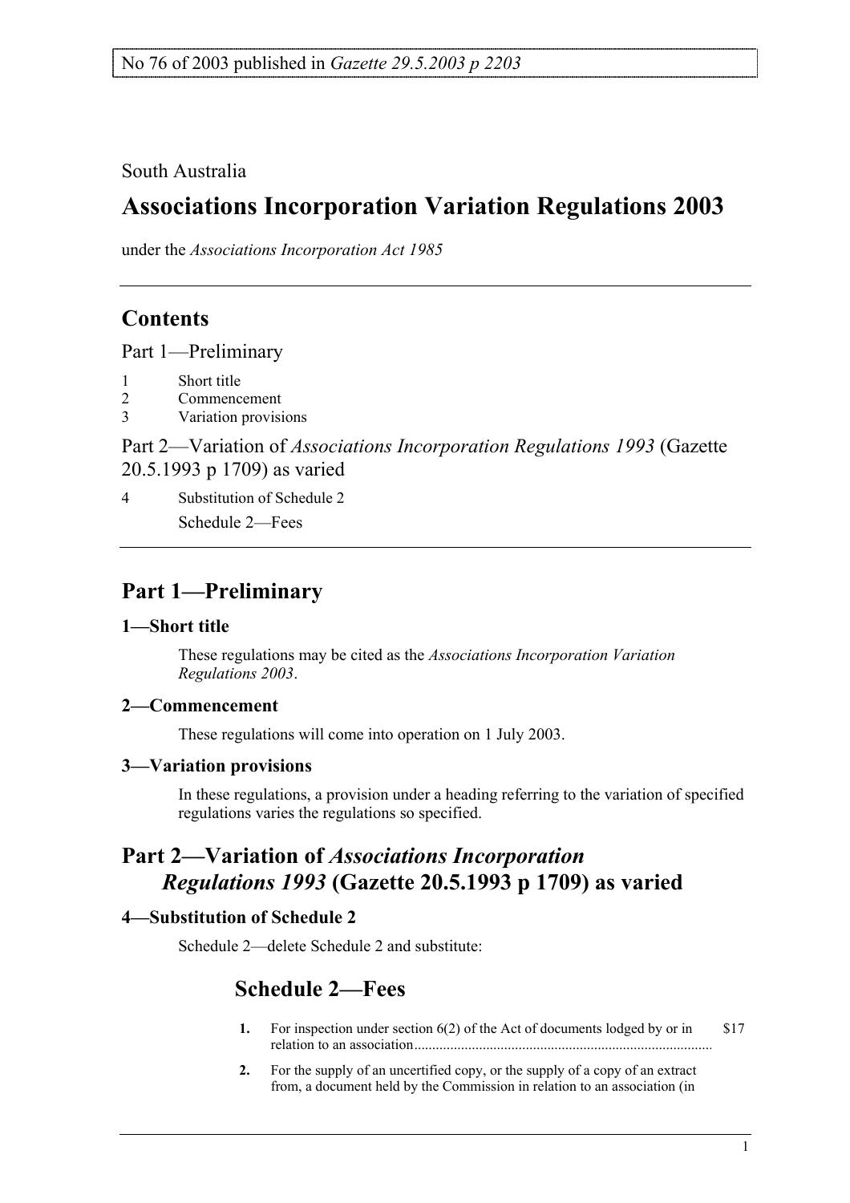No 76 of 2003 published in *Gazette 29.5.2003 p 2203*

South Australia

# Associations Incorporation Variation Regulations 2003

under the *Associations Incorporation Act 1985*

## Contents

Part 1—Preliminary

1 Short title
2 Commencement
3 Variation provisions

Part 2—Variation of *Associations Incorporation Regulations 1993* (Gazette 20.5.1993 p 1709) as varied

4 Substitution of Schedule 2

Schedule 2—Fees

## Part 1—Preliminary

### 1—Short title

These regulations may be cited as the *Associations Incorporation Variation Regulations 2003*.

### 2—Commencement

These regulations will come into operation on 1 July 2003.

### 3—Variation provisions

In these regulations, a provision under a heading referring to the variation of specified regulations varies the regulations so specified.

## Part 2—Variation of *Associations Incorporation Regulations 1993* (Gazette 20.5.1993 p 1709) as varied

### 4—Substitution of Schedule 2

Schedule 2—delete Schedule 2 and substitute:

## Schedule 2—Fees

**1.** For inspection under section 6(2) of the Act of documents lodged by or in relation to an association................................................................................... $17

**2.** For the supply of an uncertified copy, or the supply of a copy of an extract from, a document held by the Commission in relation to an association (in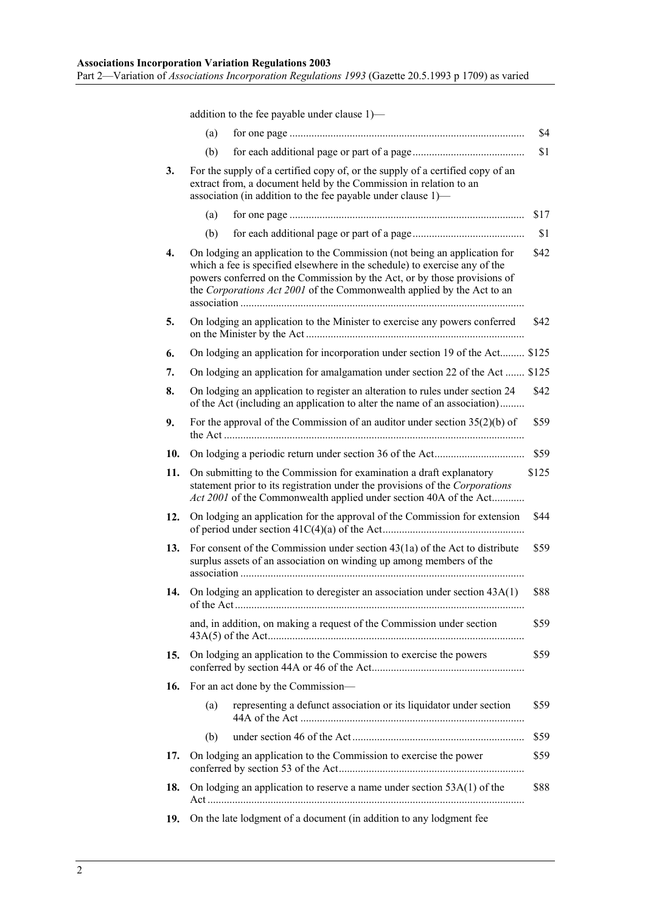addition to the fee payable under clause 1)—

| | | | |
|---|---|---|---|
| | (a) | for one page | $4 |
| | (b) | for each additional page or part of a page | $1 |
| **3.** | For the supply of a certified copy of, or the supply of a certified copy of an extract from, a document held by the Commission in relation to an association (in addition to the fee payable under clause 1)— | | |
| | (a) | for one page | $17 |
| | (b) | for each additional page or part of a page | $1 |
| **4.** | On lodging an application to the Commission (not being an application for which a fee is specified elsewhere in the schedule) to exercise any of the powers conferred on the Commission by the Act, or by those provisions of the *Corporations Act 2001* of the Commonwealth applied by the Act to an association | | $42 |
| **5.** | On lodging an application to the Minister to exercise any powers conferred on the Minister by the Act | | $42 |
| **6.** | On lodging an application for incorporation under section 19 of the Act | | $125 |
| **7.** | On lodging an application for amalgamation under section 22 of the Act | | $125 |
| **8.** | On lodging an application to register an alteration to rules under section 24 of the Act (including an application to alter the name of an association) | | $42 |
| **9.** | For the approval of the Commission of an auditor under section 35(2)(b) of the Act | | $59 |
| **10.** | On lodging a periodic return under section 36 of the Act | | $59 |
| **11.** | On submitting to the Commission for examination a draft explanatory statement prior to its registration under the provisions of the *Corporations Act 2001* of the Commonwealth applied under section 40A of the Act | | $125 |
| **12.** | On lodging an application for the approval of the Commission for extension of period under section 41C(4)(a) of the Act | | $44 |
| **13.** | For consent of the Commission under section 43(1a) of the Act to distribute surplus assets of an association on winding up among members of the association | | $59 |
| **14.** | On lodging an application to deregister an association under section 43A(1) of the Act | | $88 |
| | and, in addition, on making a request of the Commission under section 43A(5) of the Act | | $59 |
| **15.** | On lodging an application to the Commission to exercise the powers conferred by section 44A or 46 of the Act | | $59 |
| **16.** | For an act done by the Commission— | | |
| | (a) | representing a defunct association or its liquidator under section 44A of the Act | $59 |
| | (b) | under section 46 of the Act | $59 |
| **17.** | On lodging an application to the Commission to exercise the power conferred by section 53 of the Act | | $59 |
| **18.** | On lodging an application to reserve a name under section 53A(1) of the Act | | $88 |
| **19.** | On the late lodgment of a document (in addition to any lodgment fee | | |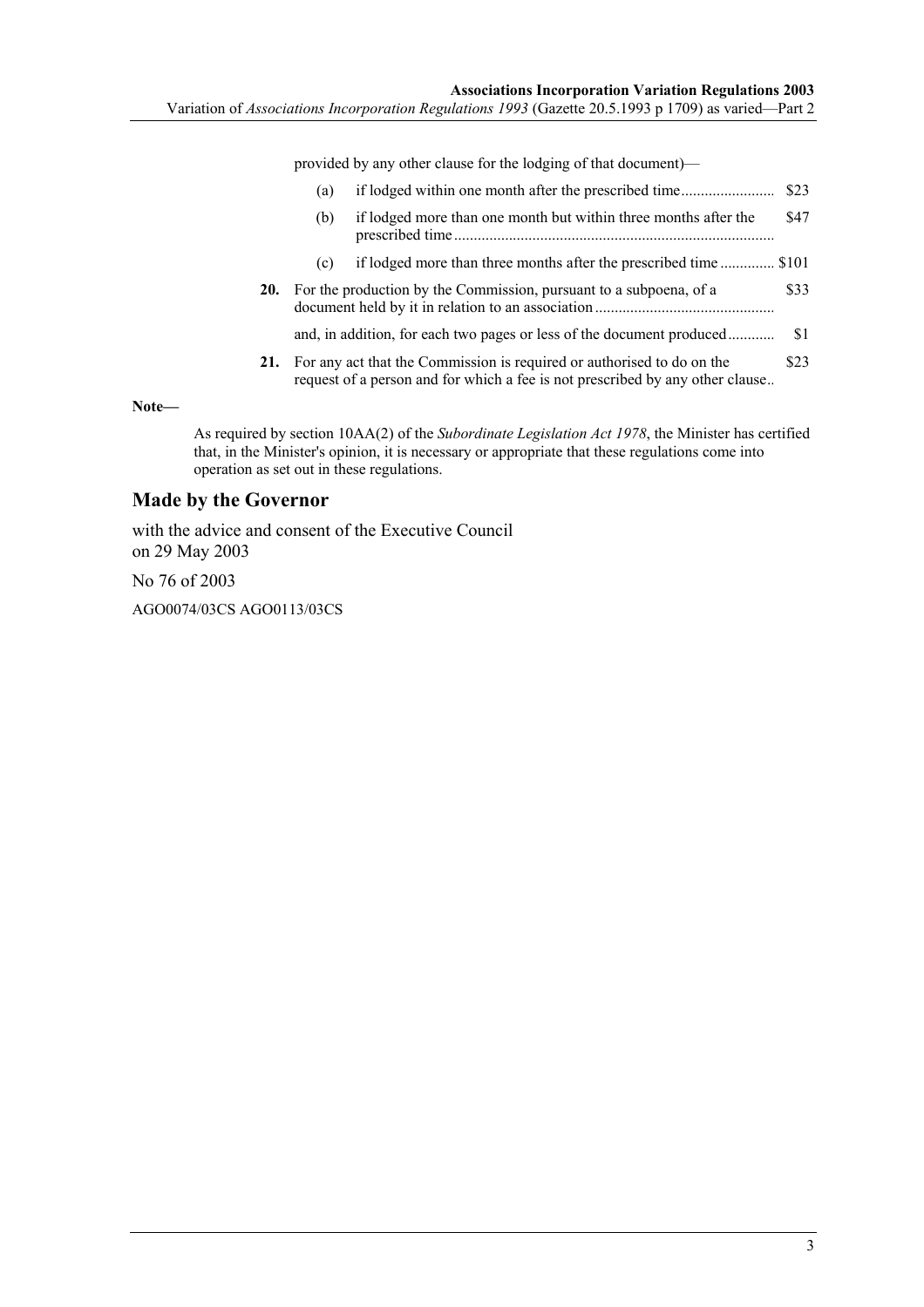provided by any other clause for the lodging of that document)—

(a) if lodged within one month after the prescribed time........................ $23

(b) if lodged more than one month but within three months after the prescribed time.................................................................................. $47

(c) if lodged more than three months after the prescribed time .............. $101

**20.** For the production by the Commission, pursuant to a subpoena, of a document held by it in relation to an association.............................................. $33

and, in addition, for each two pages or less of the document produced............ $1

**21.** For any act that the Commission is required or authorised to do on the request of a person and for which a fee is not prescribed by any other clause.. $23

**Note—**

As required by section 10AA(2) of the *Subordinate Legislation Act 1978*, the Minister has certified that, in the Minister's opinion, it is necessary or appropriate that these regulations come into operation as set out in these regulations.

## Made by the Governor

with the advice and consent of the Executive Council on 29 May 2003

No 76 of 2003

AGO0074/03CS AGO0113/03CS